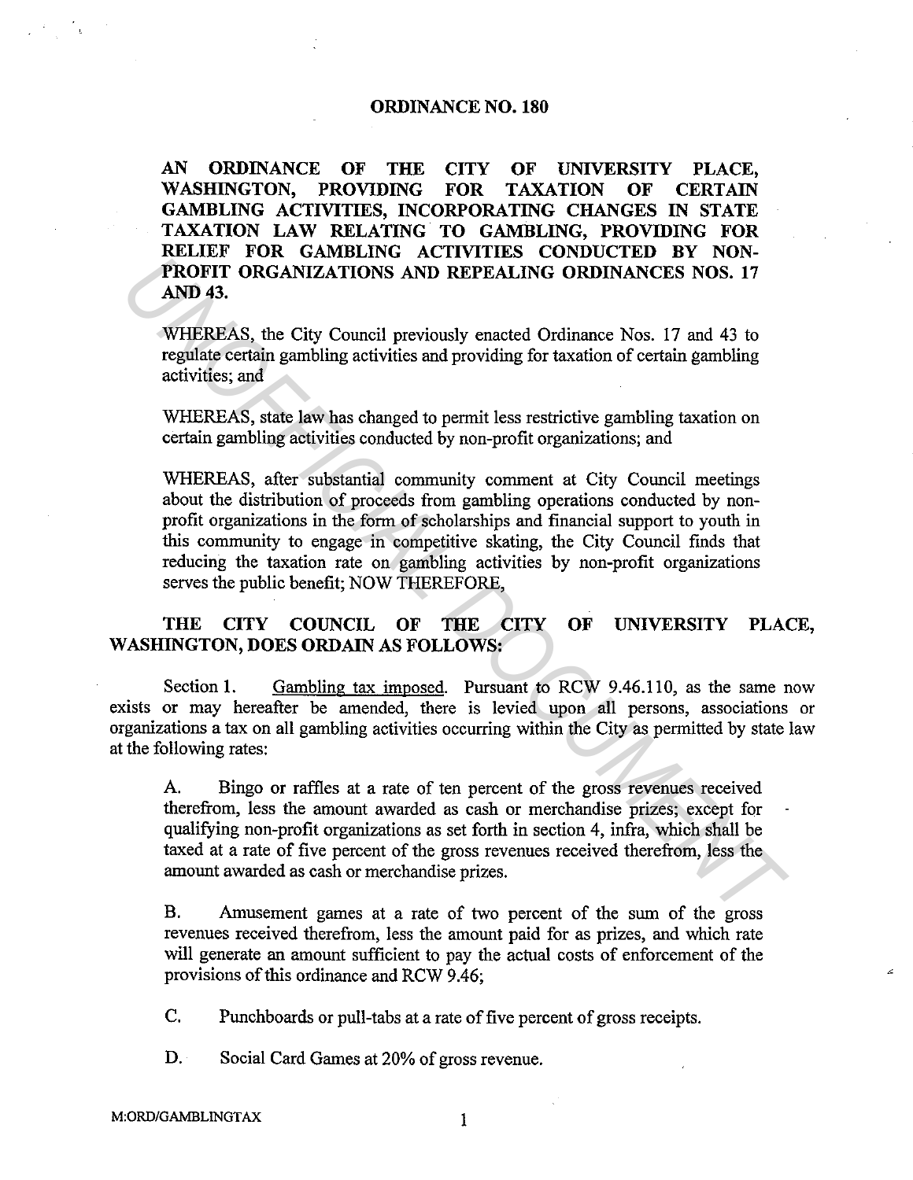# ORDINANCE NO. 180

**AN ORDINANCE OF THE CITY OF UNIVERSITY PLACE, WASHINGTON, PROVIDING FOR TAXATION OF CERTAIN GAMBLING ACTIVITIES, INCORPORATING CHANGES IN STATE TAXATION LAW RELATING TO GAMBLING, PROVIDING FOR RELIEF FOR GAMBLING ACTIVITIES CONDUCTED BY NON-PROFIT ORGANIZATIONS AND REPEALING ORDINANCES NOS. 17 AND 43.**

WHEREAS, the City Council previously enacted Ordinance Nos. 17 and 43 to regulate certain gambling activities and providing for taxation of certain gambling activities; and

WHEREAS, state law has changed to permit less restrictive gambling taxation on certain gambling activities conducted by non-profit organizations; and

WHEREAS, after substantial community comment at City Council meetings about the distribution of proceeds from gambling operations conducted by non-profit organizations in the form of scholarships and financial support to youth in this community to engage in competitive skating, the City Council finds that reducing the taxation rate on gambling activities by non-profit organizations serves the public benefit; NOW THEREFORE,

**THE CITY COUNCIL OF THE CITY OF UNIVERSITY PLACE, WASHINGTON, DOES ORDAIN AS FOLLOWS:**

Section 1. Gambling tax imposed. Pursuant to RCW 9.46.110, as the same now exists or may hereafter be amended, there is levied upon all persons, associations or organizations a tax on all gambling activities occurring within the City as permitted by state law at the following rates:

A. Bingo or raffles at a rate of ten percent of the gross revenues received therefrom, less the amount awarded as cash or merchandise prizes; except for qualifying non-profit organizations as set forth in section 4, infra, which shall be taxed at a rate of five percent of the gross revenues received therefrom, less the amount awarded as cash or merchandise prizes.

B. Amusement games at a rate of two percent of the sum of the gross revenues received therefrom, less the amount paid for as prizes, and which rate will generate an amount sufficient to pay the actual costs of enforcement of the provisions of this ordinance and RCW 9.46;

C. Punchboards or pull-tabs at a rate of five percent of gross receipts.

D. Social Card Games at 20% of gross revenue.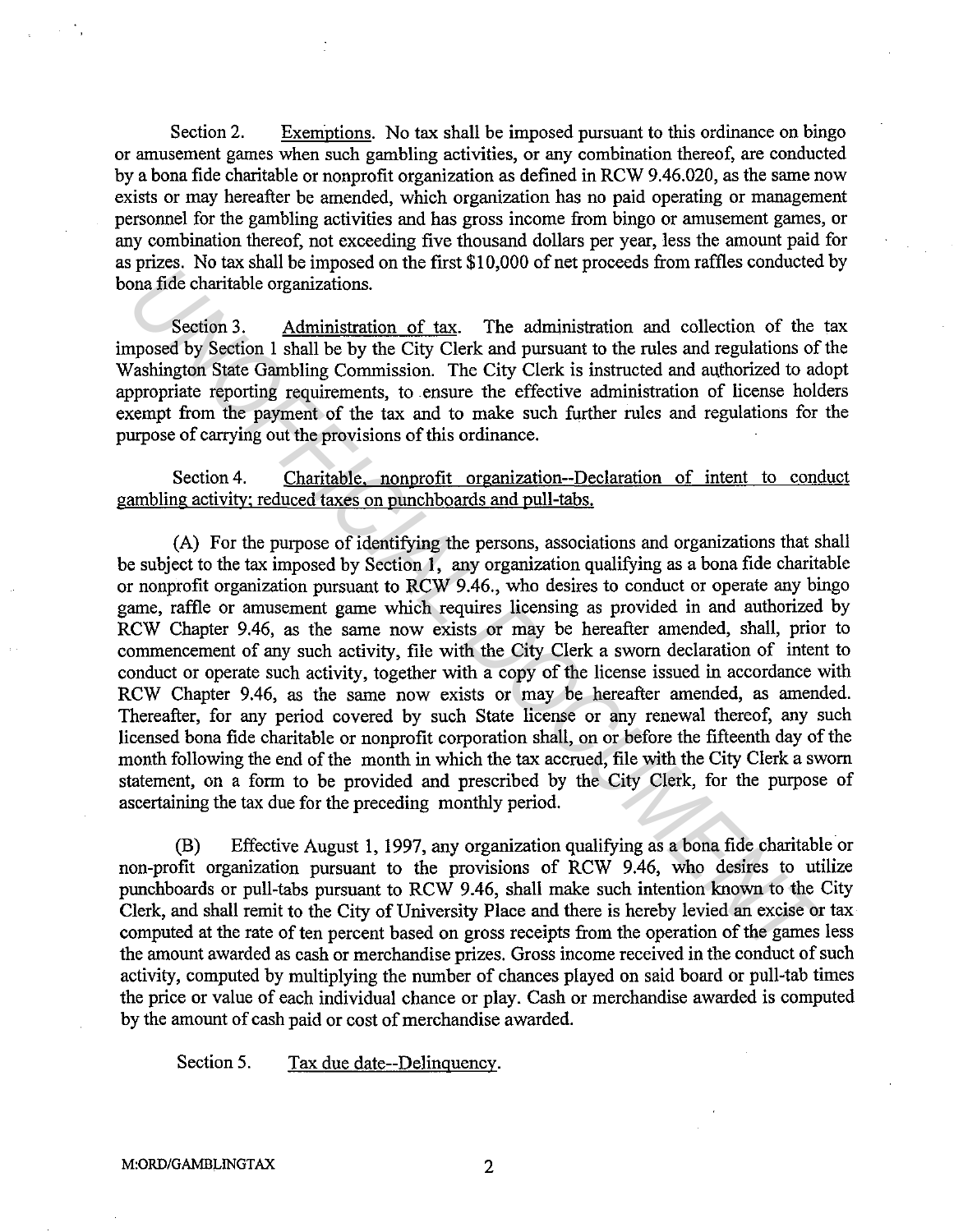Section 2. Exemptions. No tax shall be imposed pursuant to this ordinance on bingo or amusement games when such gambling activities, or any combination thereof, are conducted by a bona fide charitable or nonprofit organization as defined in RCW 9.46.020, as the same now exists or may hereafter be amended, which organization has no paid operating or management personnel for the gambling activities and has gross income from bingo or amusement games, or any combination thereof, not exceeding five thousand dollars per year, less the amount paid for as prizes. No tax shall be imposed on the first $10,000 of net proceeds from raffles conducted by bona fide charitable organizations.

Section 3. Administration of tax. The administration and collection of the tax imposed by Section 1 shall be by the City Clerk and pursuant to the rules and regulations of the Washington State Gambling Commission. The City Clerk is instructed and authorized to adopt appropriate reporting requirements, to ensure the effective administration of license holders exempt from the payment of the tax and to make such further rules and regulations for the purpose of carrying out the provisions of this ordinance.

Section 4. Charitable, nonprofit organization--Declaration of intent to conduct gambling activity; reduced taxes on punchboards and pull-tabs.

(A) For the purpose of identifying the persons, associations and organizations that shall be subject to the tax imposed by Section 1, any organization qualifying as a bona fide charitable or nonprofit organization pursuant to RCW 9.46., who desires to conduct or operate any bingo game, raffle or amusement game which requires licensing as provided in and authorized by RCW Chapter 9.46, as the same now exists or may be hereafter amended, shall, prior to commencement of any such activity, file with the City Clerk a sworn declaration of intent to conduct or operate such activity, together with a copy of the license issued in accordance with RCW Chapter 9.46, as the same now exists or may be hereafter amended, as amended. Thereafter, for any period covered by such State license or any renewal thereof, any such licensed bona fide charitable or nonprofit corporation shall, on or before the fifteenth day of the month following the end of the month in which the tax accrued, file with the City Clerk a sworn statement, on a form to be provided and prescribed by the City Clerk, for the purpose of ascertaining the tax due for the preceding monthly period.

(B) Effective August 1, 1997, any organization qualifying as a bona fide charitable or non-profit organization pursuant to the provisions of RCW 9.46, who desires to utilize punchboards or pull-tabs pursuant to RCW 9.46, shall make such intention known to the City Clerk, and shall remit to the City of University Place and there is hereby levied an excise or tax computed at the rate of ten percent based on gross receipts from the operation of the games less the amount awarded as cash or merchandise prizes. Gross income received in the conduct of such activity, computed by multiplying the number of chances played on said board or pull-tab times the price or value of each individual chance or play. Cash or merchandise awarded is computed by the amount of cash paid or cost of merchandise awarded.

Section 5. Tax due date--Delinquency.

M:ORD/GAMBLINGTAX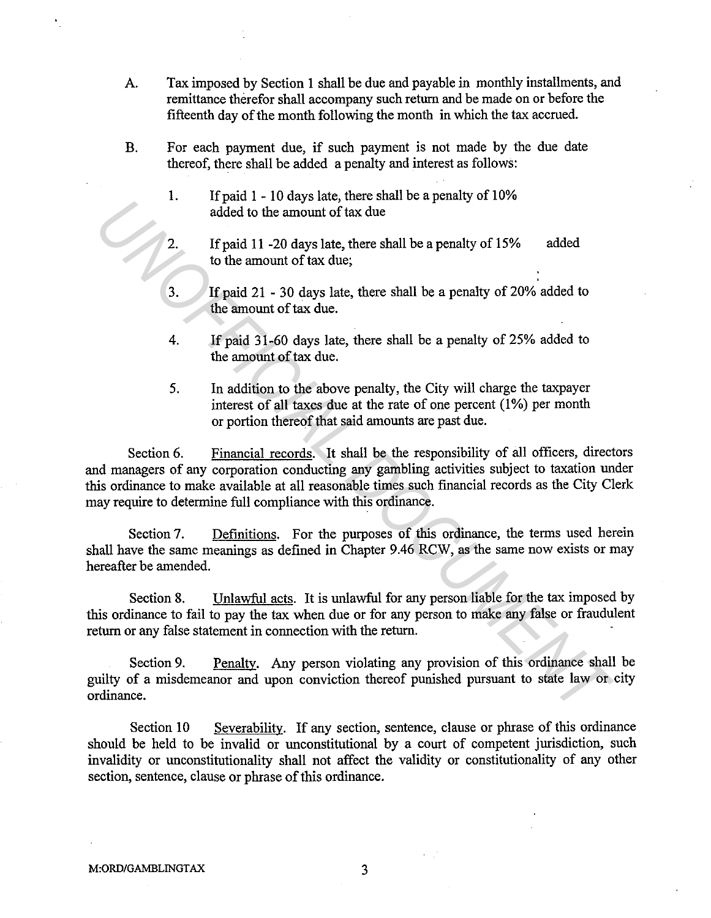A. Tax imposed by Section 1 shall be due and payable in monthly installments, and remittance therefor shall accompany such return and be made on or before the fifteenth day of the month following the month in which the tax accrued.

B. For each payment due, if such payment is not made by the due date thereof, there shall be added a penalty and interest as follows:

   1. If paid 1 - 10 days late, there shall be a penalty of 10% added to the amount of tax due

   2. If paid 11 -20 days late, there shall be a penalty of 15% added to the amount of tax due;

   3. If paid 21 - 30 days late, there shall be a penalty of 20% added to the amount of tax due.

   4. If paid 31-60 days late, there shall be a penalty of 25% added to the amount of tax due.

   5. In addition to the above penalty, the City will charge the taxpayer interest of all taxes due at the rate of one percent (1%) per month or portion thereof that said amounts are past due.

Section 6. Financial records. It shall be the responsibility of all officers, directors and managers of any corporation conducting any gambling activities subject to taxation under this ordinance to make available at all reasonable times such financial records as the City Clerk may require to determine full compliance with this ordinance.

Section 7. Definitions. For the purposes of this ordinance, the terms used herein shall have the same meanings as defined in Chapter 9.46 RCW, as the same now exists or may hereafter be amended.

Section 8. Unlawful acts. It is unlawful for any person liable for the tax imposed by this ordinance to fail to pay the tax when due or for any person to make any false or fraudulent return or any false statement in connection with the return.

Section 9. Penalty. Any person violating any provision of this ordinance shall be guilty of a misdemeanor and upon conviction thereof punished pursuant to state law or city ordinance.

Section 10 Severability. If any section, sentence, clause or phrase of this ordinance should be held to be invalid or unconstitutional by a court of competent jurisdiction, such invalidity or unconstitutionality shall not affect the validity or constitutionality of any other section, sentence, clause or phrase of this ordinance.

M:ORD/GAMBLINGTAX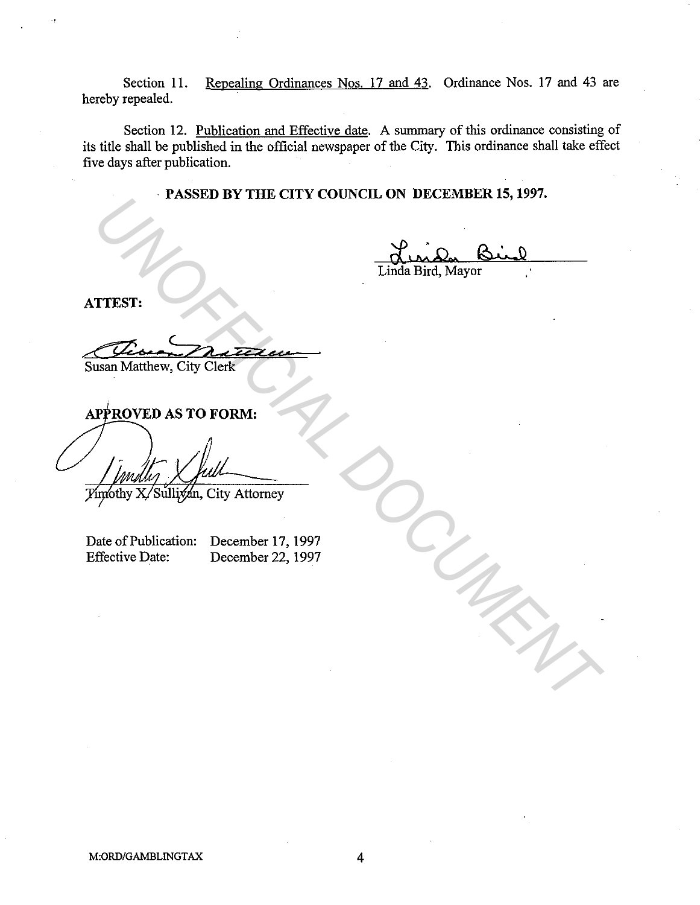Section 11. Repealing Ordinances Nos. 17 and 43. Ordinance Nos. 17 and 43 are hereby repealed.

Section 12. Publication and Effective date. A summary of this ordinance consisting of its title shall be published in the official newspaper of the City. This ordinance shall take effect five days after publication.

**PASSED BY THE CITY COUNCIL ON DECEMBER 15, 1997.**

Linda Bird, Mayor

**ATTEST:**

Susan Matthew, City Clerk

**APPROVED AS TO FORM:**

Timothy X. Sullivan, City Attorney

Date of Publication: December 17, 1997
Effective Date: December 22, 1997

M:ORD/GAMBLINGTAX